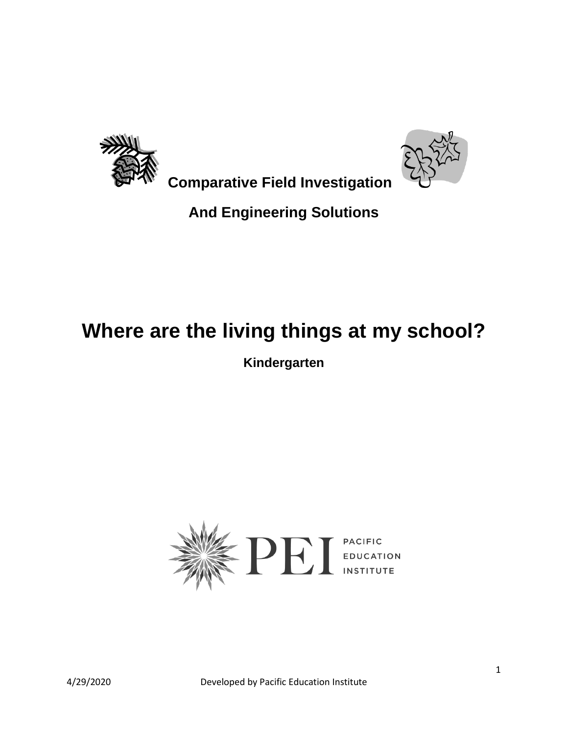**Comparative Field Investigation**

**And Engineering Solutions**

# Where are the living things at my school?

**Kindergarten**

PEI PACIFIC EDUCATION INSTITUTE

4/29/2020 Developed by Pacific Education Institute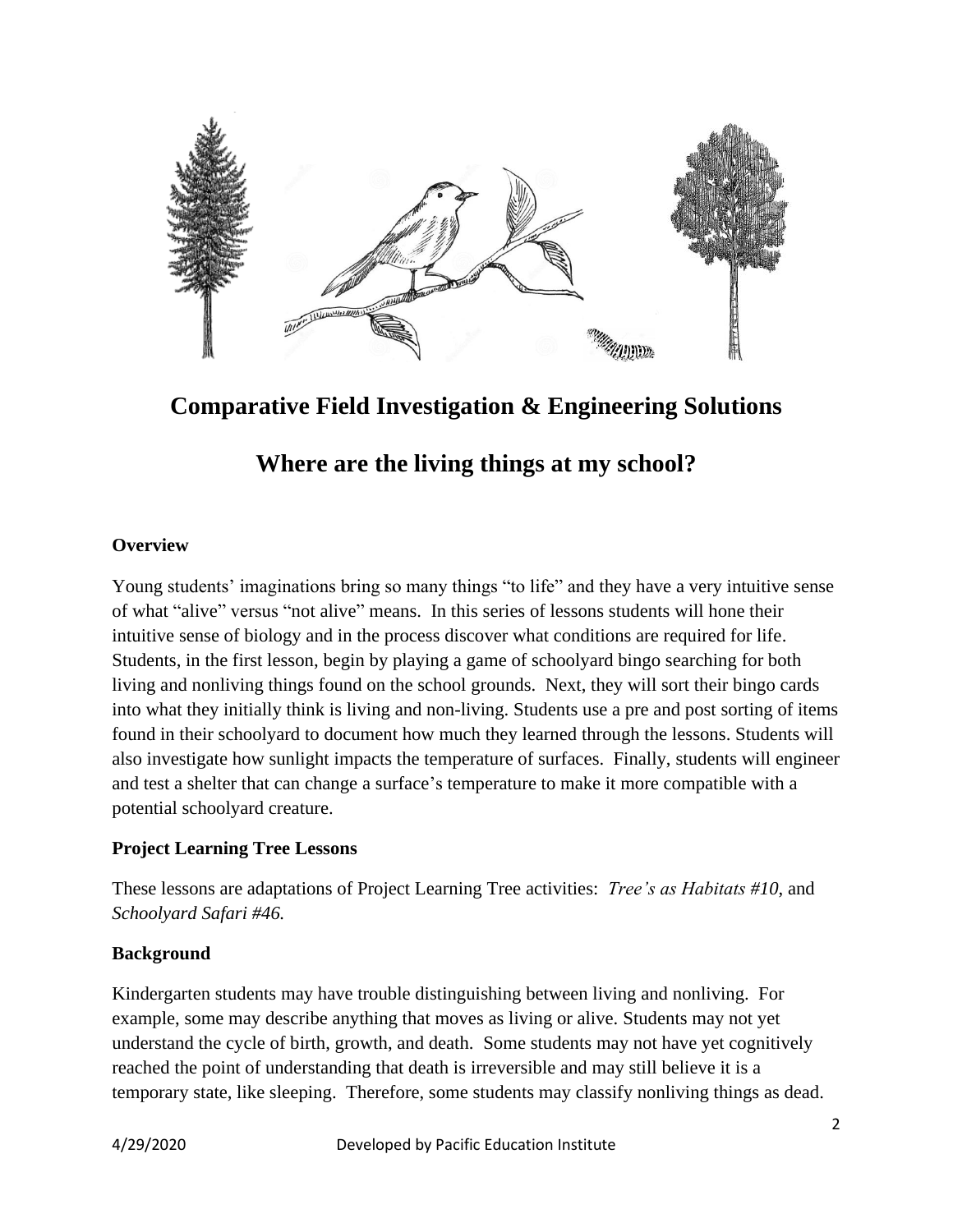# Comparative Field Investigation & Engineering Solutions

## Where are the living things at my school?

### Overview

Young students' imaginations bring so many things "to life" and they have a very intuitive sense of what "alive" versus "not alive" means. In this series of lessons students will hone their intuitive sense of biology and in the process discover what conditions are required for life. Students, in the first lesson, begin by playing a game of schoolyard bingo searching for both living and nonliving things found on the school grounds. Next, they will sort their bingo cards into what they initially think is living and non-living. Students use a pre and post sorting of items found in their schoolyard to document how much they learned through the lessons. Students will also investigate how sunlight impacts the temperature of surfaces. Finally, students will engineer and test a shelter that can change a surface's temperature to make it more compatible with a potential schoolyard creature.

### Project Learning Tree Lessons

These lessons are adaptations of Project Learning Tree activities: *Tree's as Habitats #10*, and *Schoolyard Safari #46.*

### Background

Kindergarten students may have trouble distinguishing between living and nonliving. For example, some may describe anything that moves as living or alive. Students may not yet understand the cycle of birth, growth, and death. Some students may not have yet cognitively reached the point of understanding that death is irreversible and may still believe it is a temporary state, like sleeping. Therefore, some students may classify nonliving things as dead.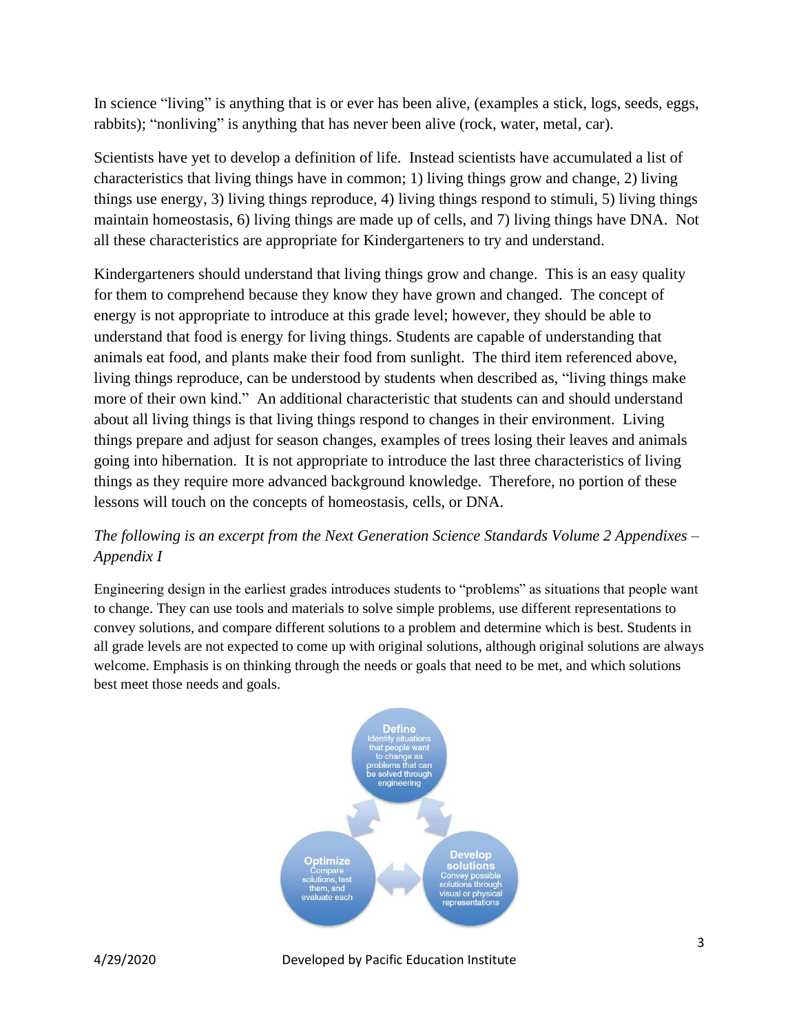In science "living" is anything that is or ever has been alive, (examples a stick, logs, seeds, eggs, rabbits); "nonliving" is anything that has never been alive (rock, water, metal, car).

Scientists have yet to develop a definition of life. Instead scientists have accumulated a list of characteristics that living things have in common; 1) living things grow and change, 2) living things use energy, 3) living things reproduce, 4) living things respond to stimuli, 5) living things maintain homeostasis, 6) living things are made up of cells, and 7) living things have DNA. Not all these characteristics are appropriate for Kindergarteners to try and understand.

Kindergarteners should understand that living things grow and change. This is an easy quality for them to comprehend because they know they have grown and changed. The concept of energy is not appropriate to introduce at this grade level; however, they should be able to understand that food is energy for living things. Students are capable of understanding that animals eat food, and plants make their food from sunlight. The third item referenced above, living things reproduce, can be understood by students when described as, "living things make more of their own kind." An additional characteristic that students can and should understand about all living things is that living things respond to changes in their environment. Living things prepare and adjust for season changes, examples of trees losing their leaves and animals going into hibernation. It is not appropriate to introduce the last three characteristics of living things as they require more advanced background knowledge. Therefore, no portion of these lessons will touch on the concepts of homeostasis, cells, or DNA.

*The following is an excerpt from the Next Generation Science Standards Volume 2 Appendixes – Appendix I*

Engineering design in the earliest grades introduces students to "problems" as situations that people want to change. They can use tools and materials to solve simple problems, use different representations to convey solutions, and compare different solutions to a problem and determine which is best. Students in all grade levels are not expected to come up with original solutions, although original solutions are always welcome. Emphasis is on thinking through the needs or goals that need to be met, and which solutions best meet those needs and goals.

**Define**
Identify situations that people want to change as problems that can be solved through engineering

**Develop solutions**
Convey possible solutions through visual or physical representations

**Optimize**
Compare solutions, test them, and evaluate each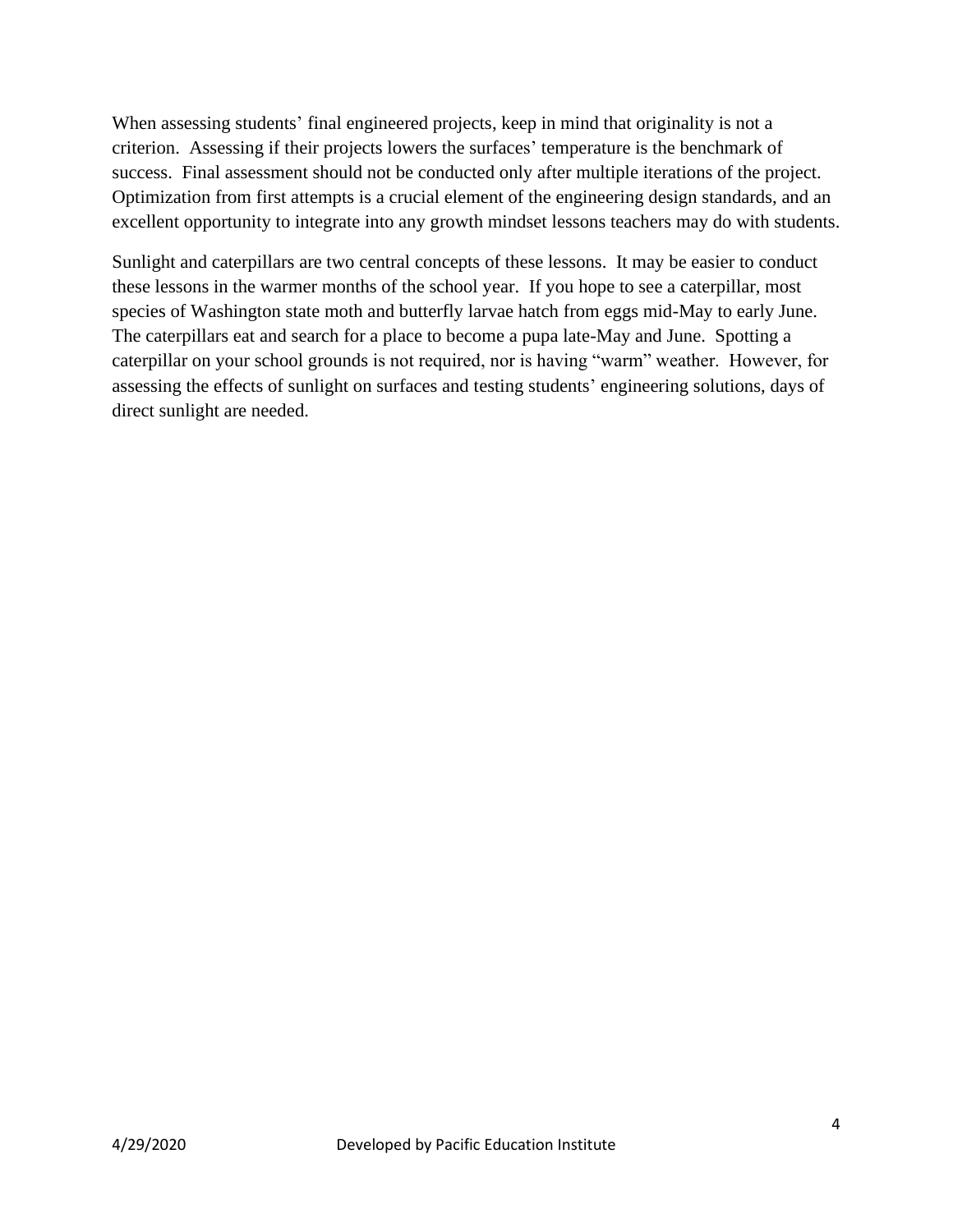When assessing students' final engineered projects, keep in mind that originality is not a criterion. Assessing if their projects lowers the surfaces' temperature is the benchmark of success. Final assessment should not be conducted only after multiple iterations of the project. Optimization from first attempts is a crucial element of the engineering design standards, and an excellent opportunity to integrate into any growth mindset lessons teachers may do with students.

Sunlight and caterpillars are two central concepts of these lessons. It may be easier to conduct these lessons in the warmer months of the school year. If you hope to see a caterpillar, most species of Washington state moth and butterfly larvae hatch from eggs mid-May to early June. The caterpillars eat and search for a place to become a pupa late-May and June. Spotting a caterpillar on your school grounds is not required, nor is having "warm" weather. However, for assessing the effects of sunlight on surfaces and testing students' engineering solutions, days of direct sunlight are needed.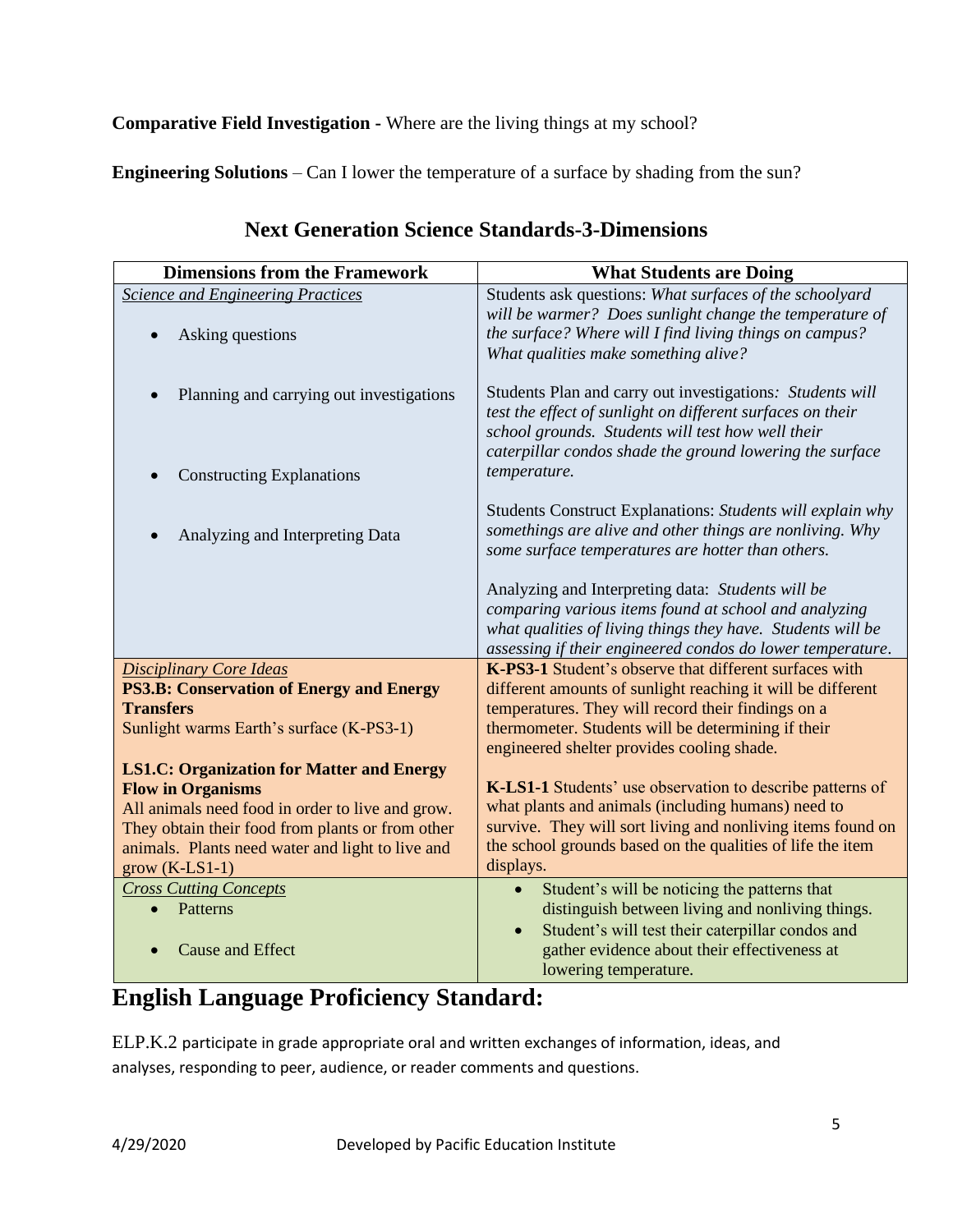**Comparative Field Investigation -** Where are the living things at my school?

**Engineering Solutions** – Can I lower the temperature of a surface by shading from the sun?

## Next Generation Science Standards-3-Dimensions

| Dimensions from the Framework | What Students are Doing |
|---|---|
| *Science and Engineering Practices*<br>• Asking questions<br><br>• Planning and carrying out investigations<br><br>• Constructing Explanations<br><br>• Analyzing and Interpreting Data | Students ask questions: *What surfaces of the schoolyard will be warmer? Does sunlight change the temperature of the surface? Where will I find living things on campus? What qualities make something alive?*<br><br>Students Plan and carry out investigations*: Students will test the effect of sunlight on different surfaces on their school grounds. Students will test how well their caterpillar condos shade the ground lowering the surface temperature.*<br><br>Students Construct Explanations: *Students will explain why somethings are alive and other things are nonliving. Why some surface temperatures are hotter than others.*<br><br>Analyzing and Interpreting data: *Students will be comparing various items found at school and analyzing what qualities of living things they have. Students will be assessing if their engineered condos do lower temperature*. |
| *Disciplinary Core Ideas*<br>**PS3.B: Conservation of Energy and Energy Transfers**<br>Sunlight warms Earth's surface (K-PS3-1)<br><br>**LS1.C: Organization for Matter and Energy Flow in Organisms**<br>All animals need food in order to live and grow. They obtain their food from plants or from other animals. Plants need water and light to live and grow (K-LS1-1) | **K-PS3-1** Student's observe that different surfaces with different amounts of sunlight reaching it will be different temperatures. They will record their findings on a thermometer. Students will be determining if their engineered shelter provides cooling shade.<br><br>**K-LS1-1** Students' use observation to describe patterns of what plants and animals (including humans) need to survive. They will sort living and nonliving items found on the school grounds based on the qualities of life the item displays. |
| *Cross Cutting Concepts*<br>• Patterns<br><br>• Cause and Effect | • Student's will be noticing the patterns that distinguish between living and nonliving things.<br>• Student's will test their caterpillar condos and gather evidence about their effectiveness at lowering temperature. |

# English Language Proficiency Standard:

ELP.K.2 participate in grade appropriate oral and written exchanges of information, ideas, and analyses, responding to peer, audience, or reader comments and questions.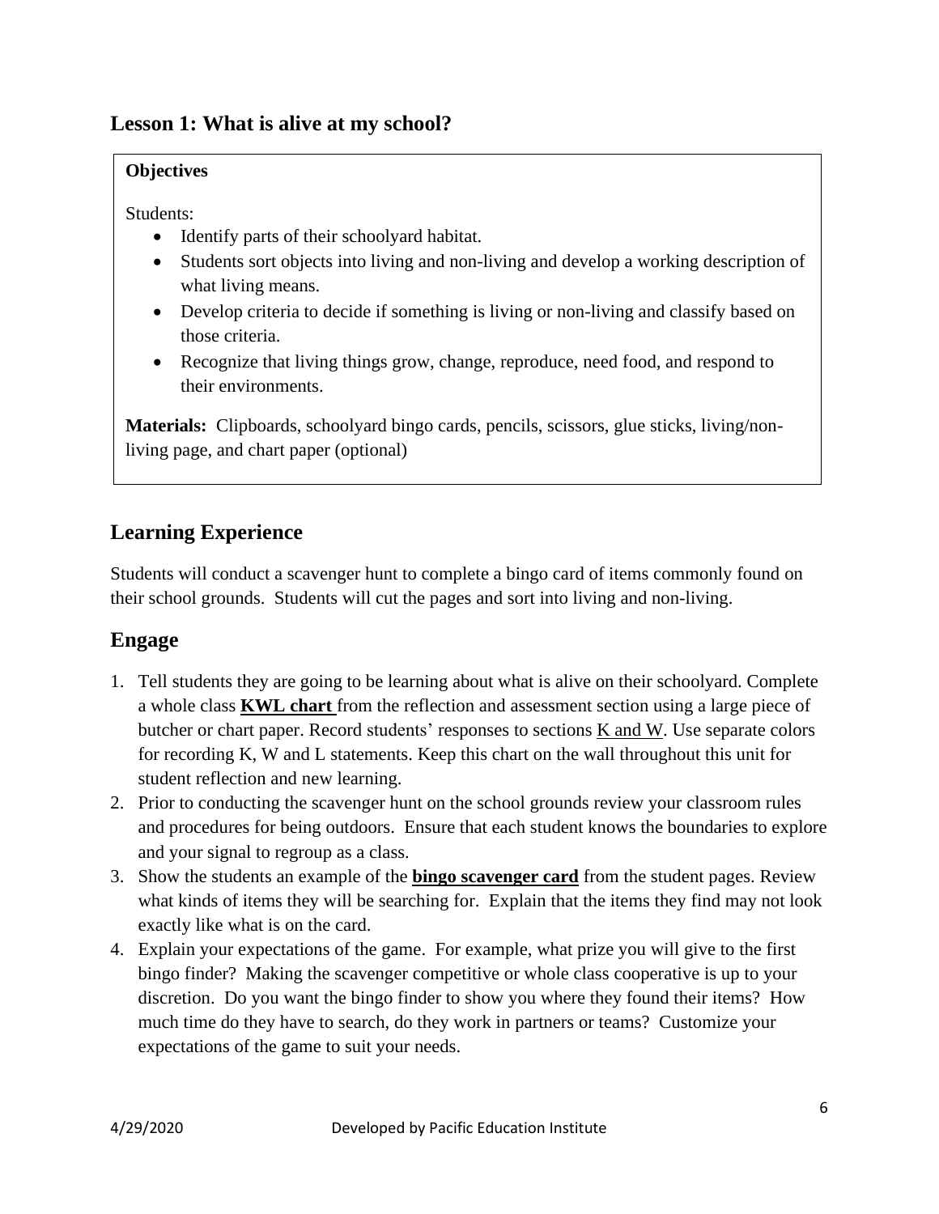## Lesson 1: What is alive at my school?

**Objectives**

Students:

- Identify parts of their schoolyard habitat.
- Students sort objects into living and non-living and develop a working description of what living means.
- Develop criteria to decide if something is living or non-living and classify based on those criteria.
- Recognize that living things grow, change, reproduce, need food, and respond to their environments.

**Materials:** Clipboards, schoolyard bingo cards, pencils, scissors, glue sticks, living/non-living page, and chart paper (optional)

## Learning Experience

Students will conduct a scavenger hunt to complete a bingo card of items commonly found on their school grounds. Students will cut the pages and sort into living and non-living.

## Engage

1. Tell students they are going to be learning about what is alive on their schoolyard. Complete a whole class **KWL chart** from the reflection and assessment section using a large piece of butcher or chart paper. Record students' responses to sections K and W. Use separate colors for recording K, W and L statements. Keep this chart on the wall throughout this unit for student reflection and new learning.
2. Prior to conducting the scavenger hunt on the school grounds review your classroom rules and procedures for being outdoors. Ensure that each student knows the boundaries to explore and your signal to regroup as a class.
3. Show the students an example of the **bingo scavenger card** from the student pages. Review what kinds of items they will be searching for. Explain that the items they find may not look exactly like what is on the card.
4. Explain your expectations of the game. For example, what prize you will give to the first bingo finder? Making the scavenger competitive or whole class cooperative is up to your discretion. Do you want the bingo finder to show you where they found their items? How much time do they have to search, do they work in partners or teams? Customize your expectations of the game to suit your needs.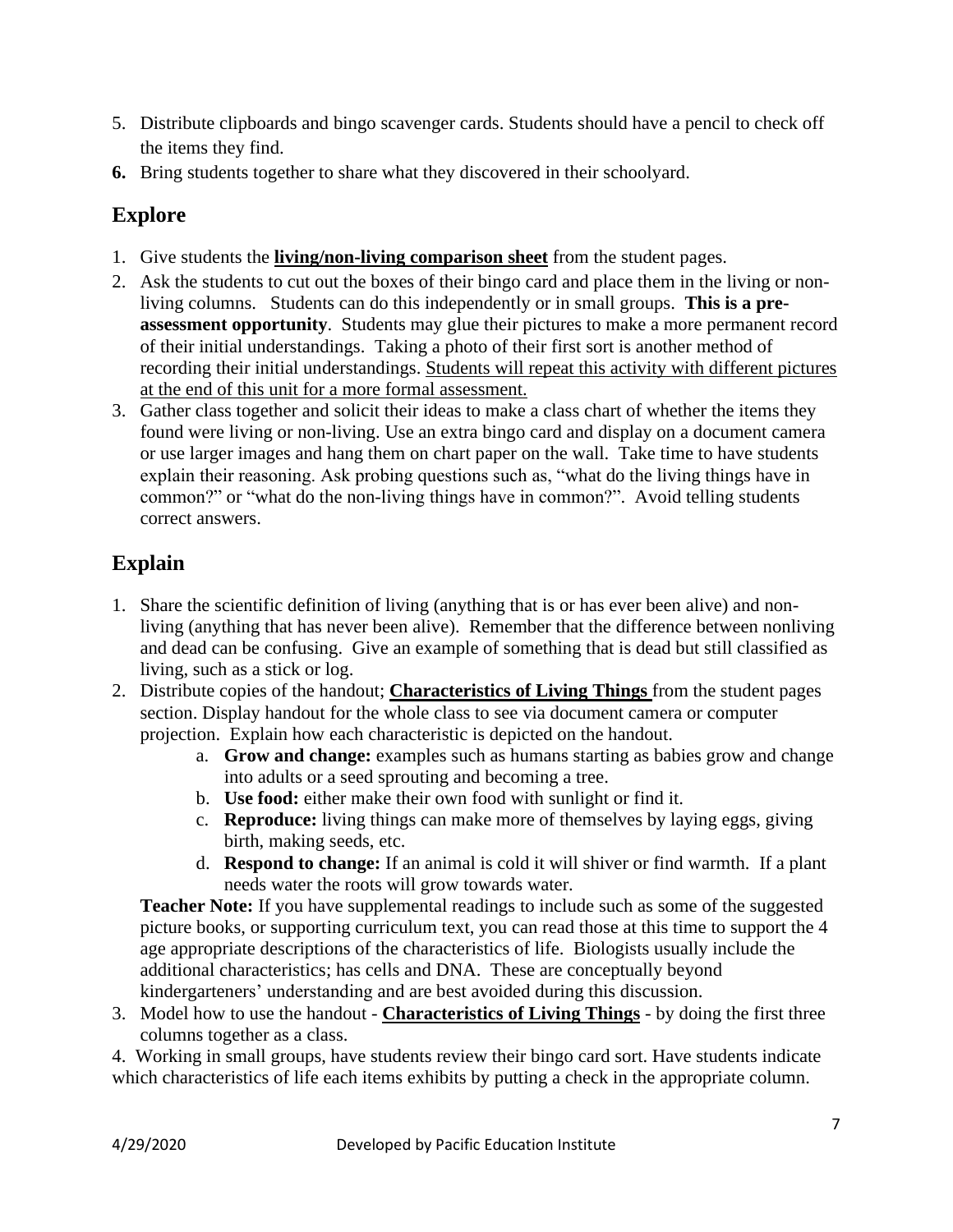5. Distribute clipboards and bingo scavenger cards. Students should have a pencil to check off the items they find.
6. Bring students together to share what they discovered in their schoolyard.

## Explore

1. Give students the **living/non-living comparison sheet** from the student pages.
2. Ask the students to cut out the boxes of their bingo card and place them in the living or non-living columns. Students can do this independently or in small groups. **This is a pre-assessment opportunity**. Students may glue their pictures to make a more permanent record of their initial understandings. Taking a photo of their first sort is another method of recording their initial understandings. Students will repeat this activity with different pictures at the end of this unit for a more formal assessment.
3. Gather class together and solicit their ideas to make a class chart of whether the items they found were living or non-living. Use an extra bingo card and display on a document camera or use larger images and hang them on chart paper on the wall. Take time to have students explain their reasoning. Ask probing questions such as, "what do the living things have in common?" or "what do the non-living things have in common?". Avoid telling students correct answers.

## Explain

1. Share the scientific definition of living (anything that is or has ever been alive) and non-living (anything that has never been alive). Remember that the difference between nonliving and dead can be confusing. Give an example of something that is dead but still classified as living, such as a stick or log.
2. Distribute copies of the handout; **Characteristics of Living Things** from the student pages section. Display handout for the whole class to see via document camera or computer projection. Explain how each characteristic is depicted on the handout.
   a. **Grow and change:** examples such as humans starting as babies grow and change into adults or a seed sprouting and becoming a tree.
   b. **Use food:** either make their own food with sunlight or find it.
   c. **Reproduce:** living things can make more of themselves by laying eggs, giving birth, making seeds, etc.
   d. **Respond to change:** If an animal is cold it will shiver or find warmth. If a plant needs water the roots will grow towards water.

   **Teacher Note:** If you have supplemental readings to include such as some of the suggested picture books, or supporting curriculum text, you can read those at this time to support the 4 age appropriate descriptions of the characteristics of life. Biologists usually include the additional characteristics; has cells and DNA. These are conceptually beyond kindergarteners' understanding and are best avoided during this discussion.
3. Model how to use the handout - **Characteristics of Living Things** - by doing the first three columns together as a class.
4. Working in small groups, have students review their bingo card sort. Have students indicate which characteristics of life each items exhibits by putting a check in the appropriate column.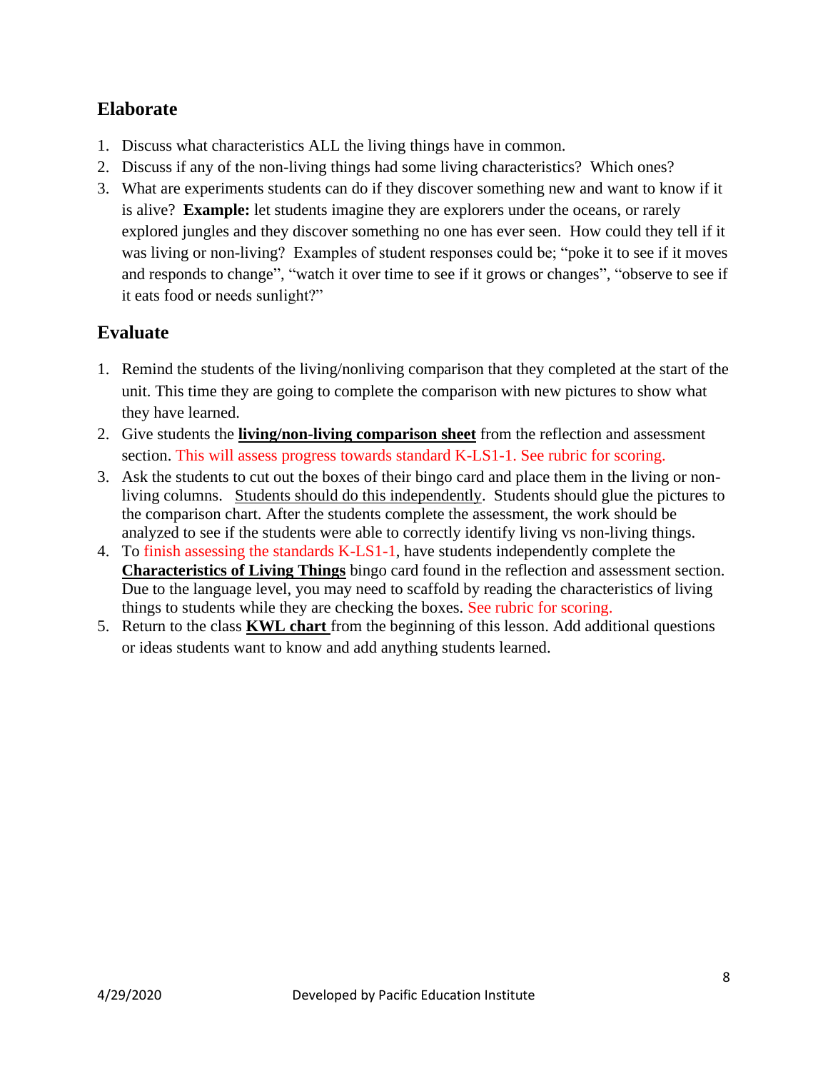## Elaborate

1. Discuss what characteristics ALL the living things have in common.
2. Discuss if any of the non-living things had some living characteristics? Which ones?
3. What are experiments students can do if they discover something new and want to know if it is alive? **Example:** let students imagine they are explorers under the oceans, or rarely explored jungles and they discover something no one has ever seen. How could they tell if it was living or non-living? Examples of student responses could be; "poke it to see if it moves and responds to change", "watch it over time to see if it grows or changes", "observe to see if it eats food or needs sunlight?"

## Evaluate

1. Remind the students of the living/nonliving comparison that they completed at the start of the unit. This time they are going to complete the comparison with new pictures to show what they have learned.
2. Give students the **living/non-living comparison sheet** from the reflection and assessment section. This will assess progress towards standard K-LS1-1. See rubric for scoring.
3. Ask the students to cut out the boxes of their bingo card and place them in the living or non-living columns. Students should do this independently. Students should glue the pictures to the comparison chart. After the students complete the assessment, the work should be analyzed to see if the students were able to correctly identify living vs non-living things.
4. To finish assessing the standards K-LS1-1, have students independently complete the **Characteristics of Living Things** bingo card found in the reflection and assessment section. Due to the language level, you may need to scaffold by reading the characteristics of living things to students while they are checking the boxes. See rubric for scoring.
5. Return to the class **KWL chart** from the beginning of this lesson. Add additional questions or ideas students want to know and add anything students learned.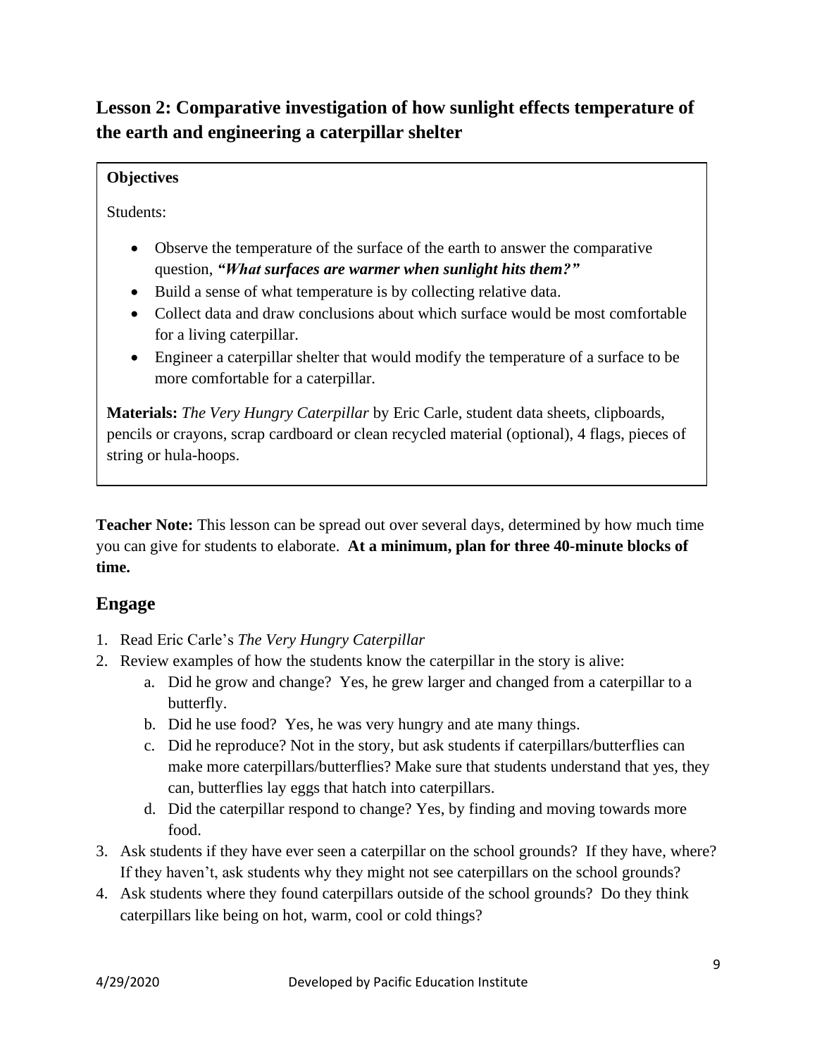## Lesson 2: Comparative investigation of how sunlight effects temperature of the earth and engineering a caterpillar shelter

**Objectives**

Students:

- Observe the temperature of the surface of the earth to answer the comparative question, ***"What surfaces are warmer when sunlight hits them?"***
- Build a sense of what temperature is by collecting relative data.
- Collect data and draw conclusions about which surface would be most comfortable for a living caterpillar.
- Engineer a caterpillar shelter that would modify the temperature of a surface to be more comfortable for a caterpillar.

**Materials:** *The Very Hungry Caterpillar* by Eric Carle, student data sheets, clipboards, pencils or crayons, scrap cardboard or clean recycled material (optional), 4 flags, pieces of string or hula-hoops.

**Teacher Note:** This lesson can be spread out over several days, determined by how much time you can give for students to elaborate. **At a minimum, plan for three 40-minute blocks of time.**

## Engage

1. Read Eric Carle's *The Very Hungry Caterpillar*
2. Review examples of how the students know the caterpillar in the story is alive:
   a. Did he grow and change? Yes, he grew larger and changed from a caterpillar to a butterfly.
   b. Did he use food? Yes, he was very hungry and ate many things.
   c. Did he reproduce? Not in the story, but ask students if caterpillars/butterflies can make more caterpillars/butterflies? Make sure that students understand that yes, they can, butterflies lay eggs that hatch into caterpillars.
   d. Did the caterpillar respond to change? Yes, by finding and moving towards more food.
3. Ask students if they have ever seen a caterpillar on the school grounds? If they have, where? If they haven't, ask students why they might not see caterpillars on the school grounds?
4. Ask students where they found caterpillars outside of the school grounds? Do they think caterpillars like being on hot, warm, cool or cold things?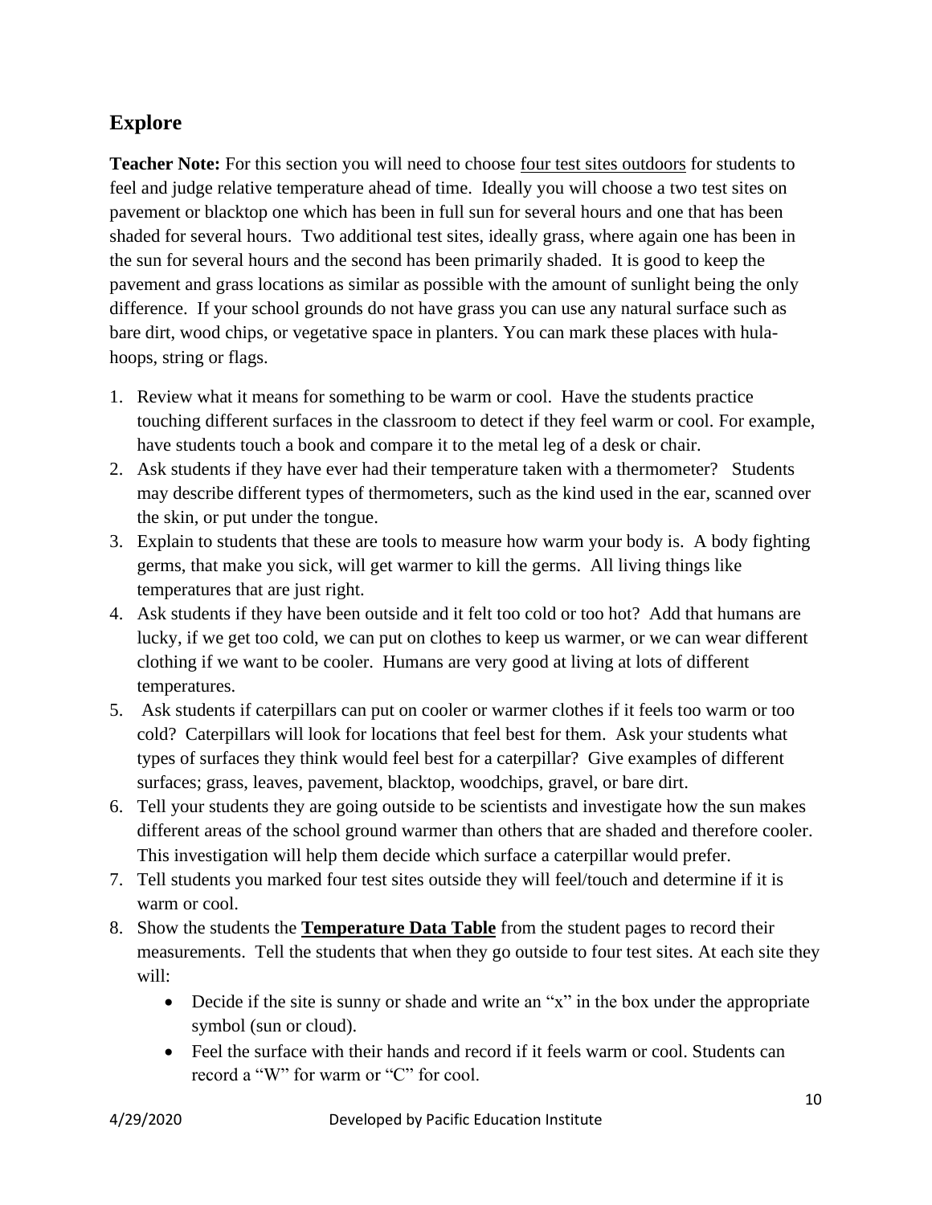## Explore

**Teacher Note:** For this section you will need to choose four test sites outdoors for students to feel and judge relative temperature ahead of time. Ideally you will choose a two test sites on pavement or blacktop one which has been in full sun for several hours and one that has been shaded for several hours. Two additional test sites, ideally grass, where again one has been in the sun for several hours and the second has been primarily shaded. It is good to keep the pavement and grass locations as similar as possible with the amount of sunlight being the only difference. If your school grounds do not have grass you can use any natural surface such as bare dirt, wood chips, or vegetative space in planters. You can mark these places with hula-hoops, string or flags.

1. Review what it means for something to be warm or cool. Have the students practice touching different surfaces in the classroom to detect if they feel warm or cool. For example, have students touch a book and compare it to the metal leg of a desk or chair.
2. Ask students if they have ever had their temperature taken with a thermometer? Students may describe different types of thermometers, such as the kind used in the ear, scanned over the skin, or put under the tongue.
3. Explain to students that these are tools to measure how warm your body is. A body fighting germs, that make you sick, will get warmer to kill the germs. All living things like temperatures that are just right.
4. Ask students if they have been outside and it felt too cold or too hot? Add that humans are lucky, if we get too cold, we can put on clothes to keep us warmer, or we can wear different clothing if we want to be cooler. Humans are very good at living at lots of different temperatures.
5. Ask students if caterpillars can put on cooler or warmer clothes if it feels too warm or too cold? Caterpillars will look for locations that feel best for them. Ask your students what types of surfaces they think would feel best for a caterpillar? Give examples of different surfaces; grass, leaves, pavement, blacktop, woodchips, gravel, or bare dirt.
6. Tell your students they are going outside to be scientists and investigate how the sun makes different areas of the school ground warmer than others that are shaded and therefore cooler. This investigation will help them decide which surface a caterpillar would prefer.
7. Tell students you marked four test sites outside they will feel/touch and determine if it is warm or cool.
8. Show the students the **Temperature Data Table** from the student pages to record their measurements. Tell the students that when they go outside to four test sites. At each site they will:
   - Decide if the site is sunny or shade and write an "x" in the box under the appropriate symbol (sun or cloud).
   - Feel the surface with their hands and record if it feels warm or cool. Students can record a "W" for warm or "C" for cool.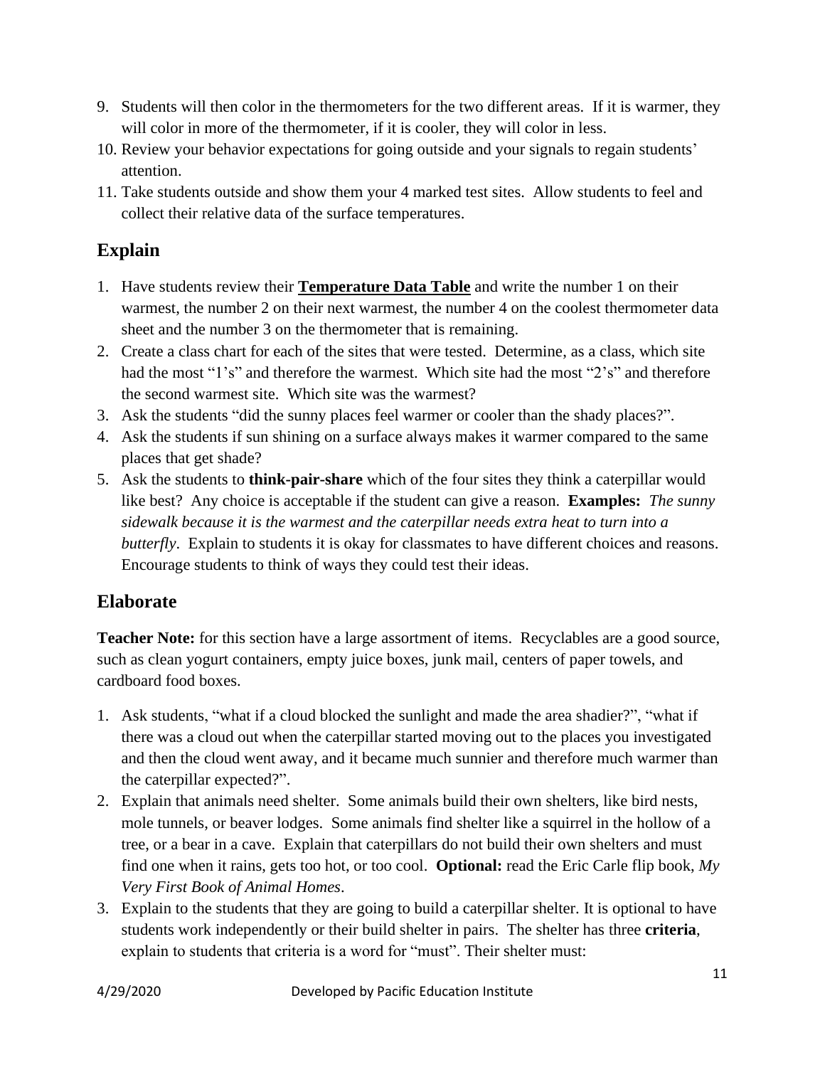9. Students will then color in the thermometers for the two different areas. If it is warmer, they will color in more of the thermometer, if it is cooler, they will color in less.
10. Review your behavior expectations for going outside and your signals to regain students' attention.
11. Take students outside and show them your 4 marked test sites. Allow students to feel and collect their relative data of the surface temperatures.

## Explain

1. Have students review their **Temperature Data Table** and write the number 1 on their warmest, the number 2 on their next warmest, the number 4 on the coolest thermometer data sheet and the number 3 on the thermometer that is remaining.
2. Create a class chart for each of the sites that were tested. Determine, as a class, which site had the most "1's" and therefore the warmest. Which site had the most "2's" and therefore the second warmest site. Which site was the warmest?
3. Ask the students "did the sunny places feel warmer or cooler than the shady places?".
4. Ask the students if sun shining on a surface always makes it warmer compared to the same places that get shade?
5. Ask the students to **think-pair-share** which of the four sites they think a caterpillar would like best? Any choice is acceptable if the student can give a reason. **Examples:** *The sunny sidewalk because it is the warmest and the caterpillar needs extra heat to turn into a butterfly*. Explain to students it is okay for classmates to have different choices and reasons. Encourage students to think of ways they could test their ideas.

## Elaborate

**Teacher Note:** for this section have a large assortment of items. Recyclables are a good source, such as clean yogurt containers, empty juice boxes, junk mail, centers of paper towels, and cardboard food boxes.

1. Ask students, "what if a cloud blocked the sunlight and made the area shadier?", "what if there was a cloud out when the caterpillar started moving out to the places you investigated and then the cloud went away, and it became much sunnier and therefore much warmer than the caterpillar expected?".
2. Explain that animals need shelter. Some animals build their own shelters, like bird nests, mole tunnels, or beaver lodges. Some animals find shelter like a squirrel in the hollow of a tree, or a bear in a cave. Explain that caterpillars do not build their own shelters and must find one when it rains, gets too hot, or too cool. **Optional:** read the Eric Carle flip book, *My Very First Book of Animal Homes*.
3. Explain to the students that they are going to build a caterpillar shelter. It is optional to have students work independently or their build shelter in pairs. The shelter has three **criteria**, explain to students that criteria is a word for "must". Their shelter must: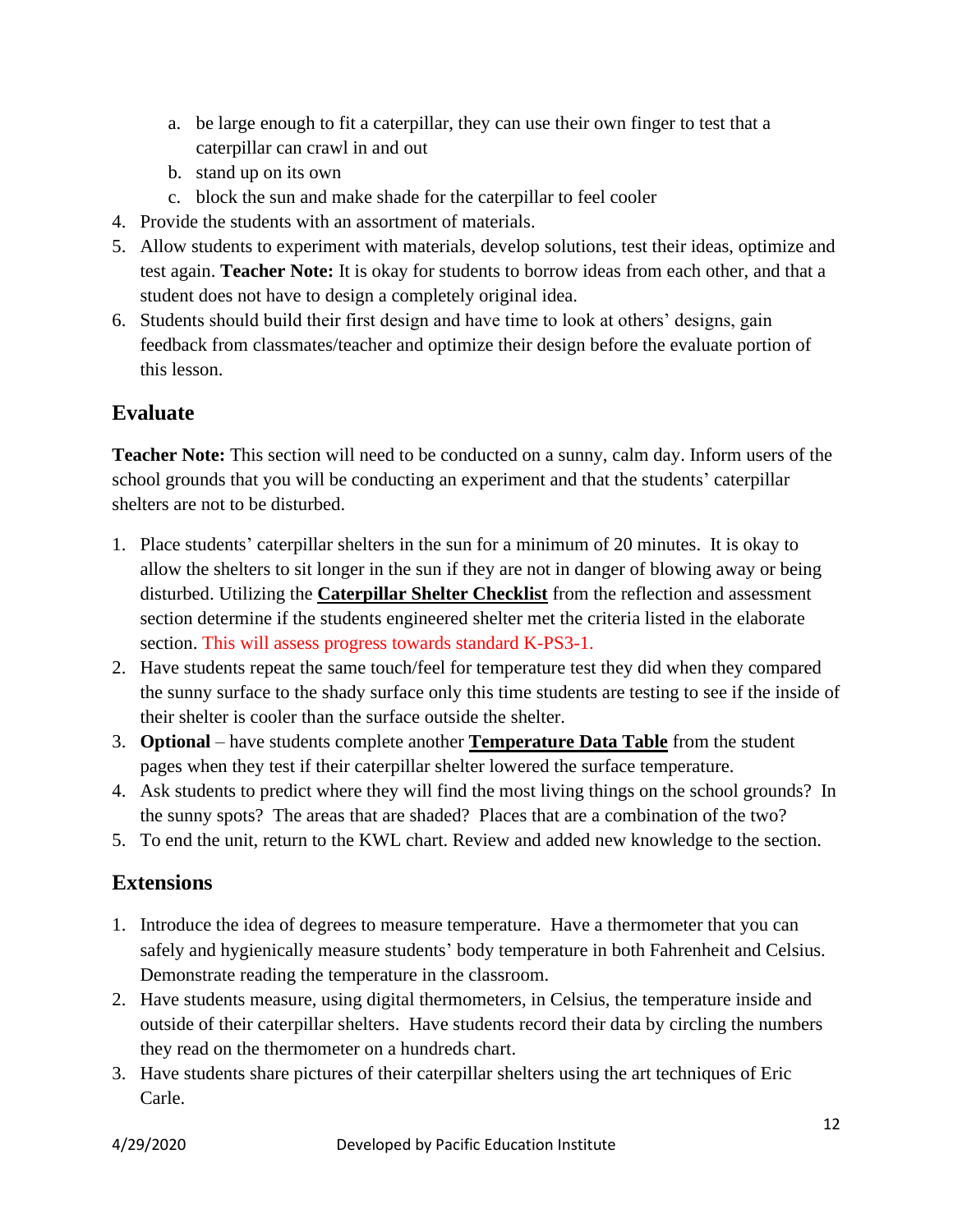a. be large enough to fit a caterpillar, they can use their own finger to test that a caterpillar can crawl in and out
b. stand up on its own
c. block the sun and make shade for the caterpillar to feel cooler

4. Provide the students with an assortment of materials.
5. Allow students to experiment with materials, develop solutions, test their ideas, optimize and test again. **Teacher Note:** It is okay for students to borrow ideas from each other, and that a student does not have to design a completely original idea.
6. Students should build their first design and have time to look at others' designs, gain feedback from classmates/teacher and optimize their design before the evaluate portion of this lesson.

## Evaluate

**Teacher Note:** This section will need to be conducted on a sunny, calm day. Inform users of the school grounds that you will be conducting an experiment and that the students' caterpillar shelters are not to be disturbed.

1. Place students' caterpillar shelters in the sun for a minimum of 20 minutes. It is okay to allow the shelters to sit longer in the sun if they are not in danger of blowing away or being disturbed. Utilizing the **Caterpillar Shelter Checklist** from the reflection and assessment section determine if the students engineered shelter met the criteria listed in the elaborate section. This will assess progress towards standard K-PS3-1.
2. Have students repeat the same touch/feel for temperature test they did when they compared the sunny surface to the shady surface only this time students are testing to see if the inside of their shelter is cooler than the surface outside the shelter.
3. **Optional** – have students complete another **Temperature Data Table** from the student pages when they test if their caterpillar shelter lowered the surface temperature.
4. Ask students to predict where they will find the most living things on the school grounds? In the sunny spots? The areas that are shaded? Places that are a combination of the two?
5. To end the unit, return to the KWL chart. Review and added new knowledge to the section.

## Extensions

1. Introduce the idea of degrees to measure temperature. Have a thermometer that you can safely and hygienically measure students' body temperature in both Fahrenheit and Celsius. Demonstrate reading the temperature in the classroom.
2. Have students measure, using digital thermometers, in Celsius, the temperature inside and outside of their caterpillar shelters. Have students record their data by circling the numbers they read on the thermometer on a hundreds chart.
3. Have students share pictures of their caterpillar shelters using the art techniques of Eric Carle.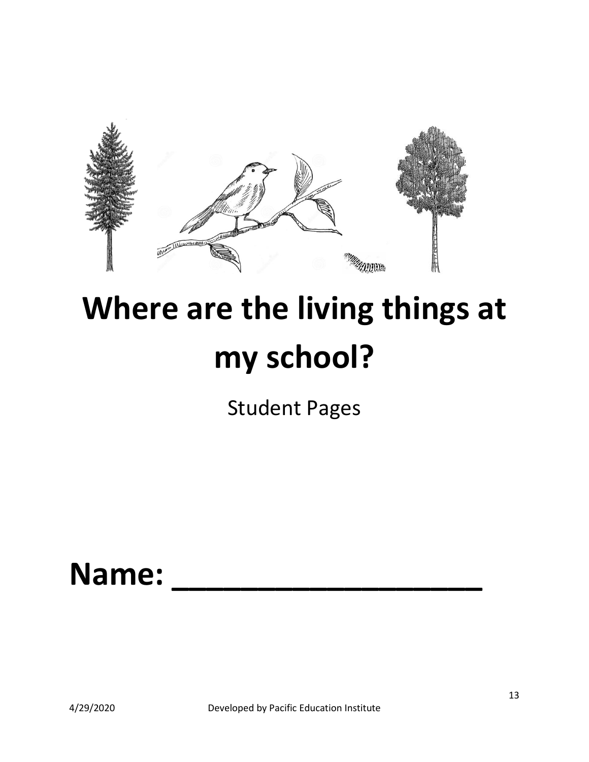# Where are the living things at my school?

Student Pages

**Name: ___________________**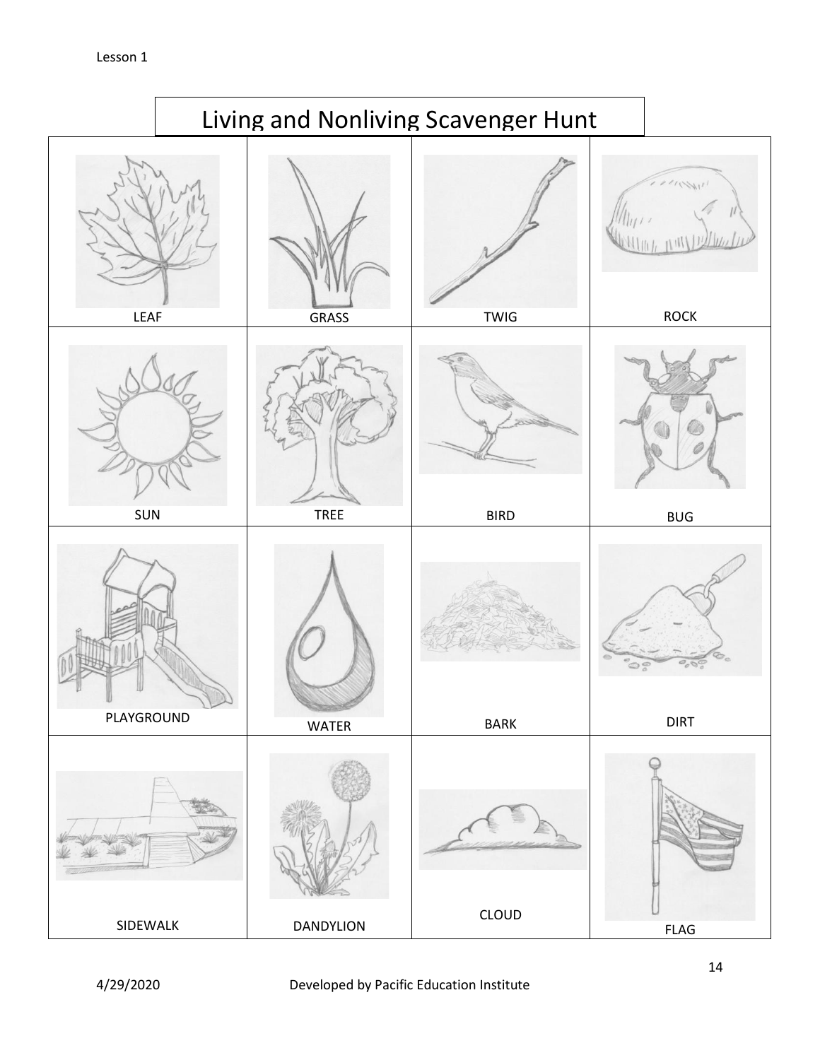# Living and Nonliving Scavenger Hunt

| | | | |
|---|---|---|---|
| LEAF | GRASS | TWIG | ROCK |
| SUN | TREE | BIRD | BUG |
| PLAYGROUND | WATER | BARK | DIRT |
| SIDEWALK | DANDYLION | CLOUD | FLAG |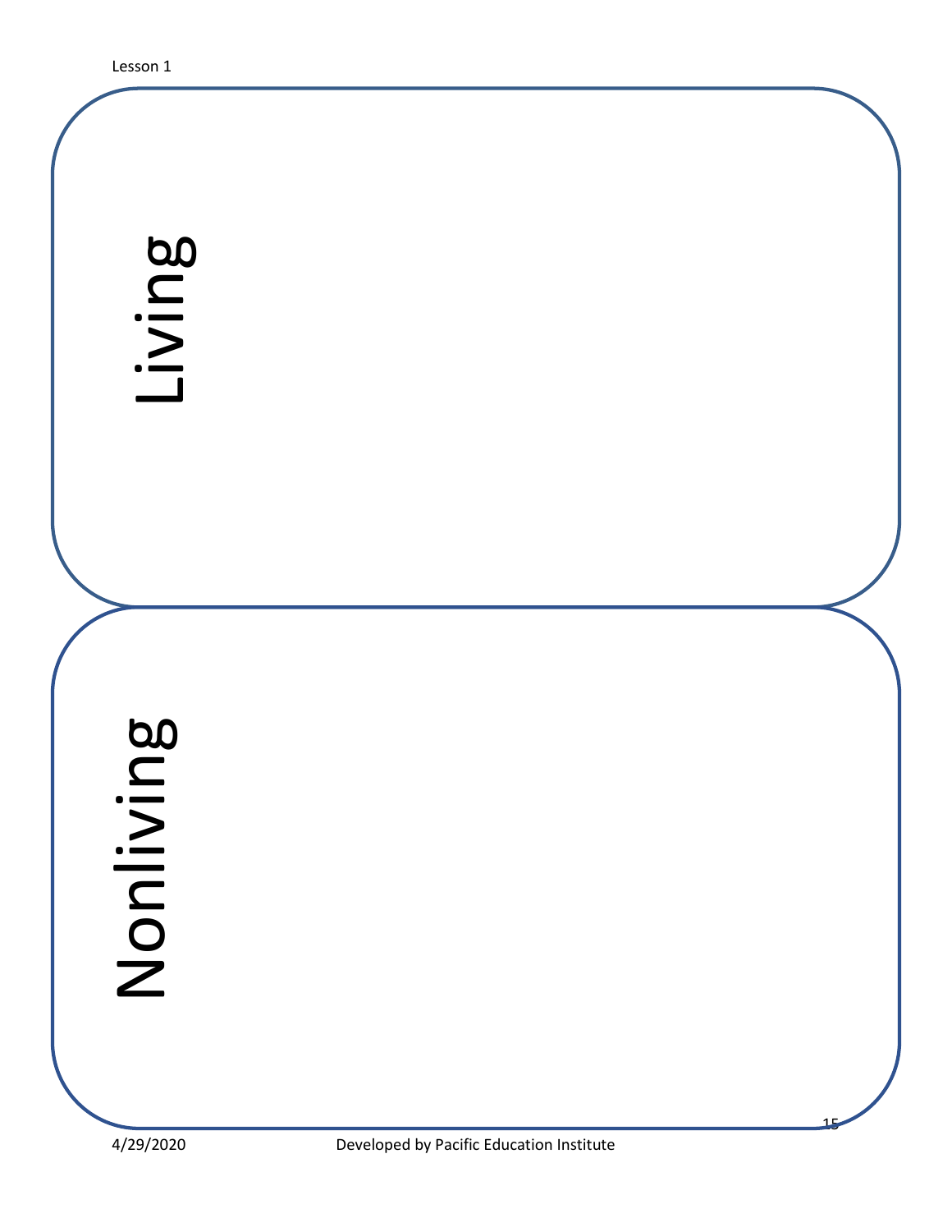Living

Nonliving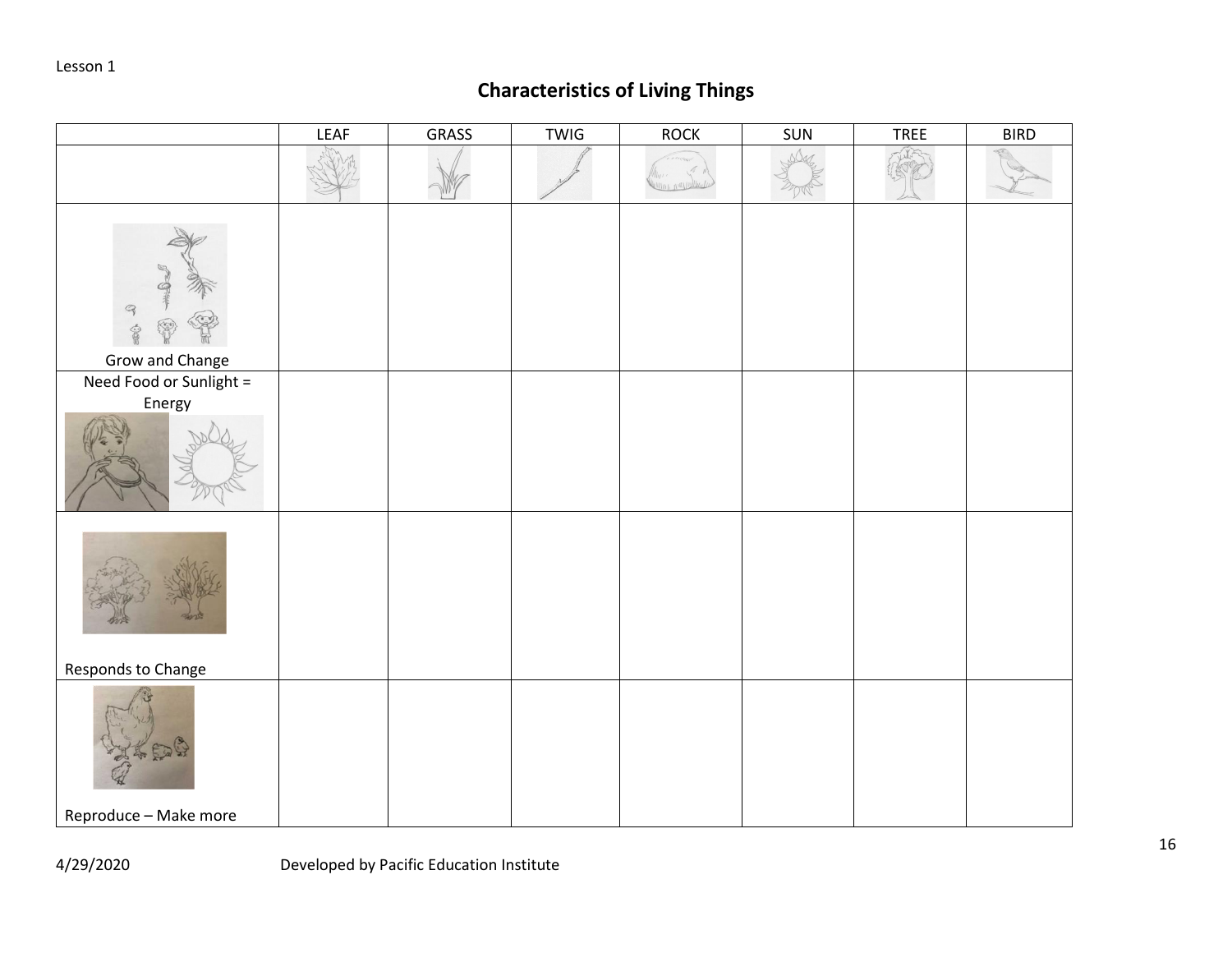Lesson 1

# Characteristics of Living Things

| | LEAF | GRASS | TWIG | ROCK | SUN | TREE | BIRD |
|---|---|---|---|---|---|---|---|
| | | | | | | | |
| Grow and Change | | | | | | | |
| Need Food or Sunlight = Energy | | | | | | | |
| Responds to Change | | | | | | | |
| Reproduce – Make more | | | | | | | |

4/29/2020 Developed by Pacific Education Institute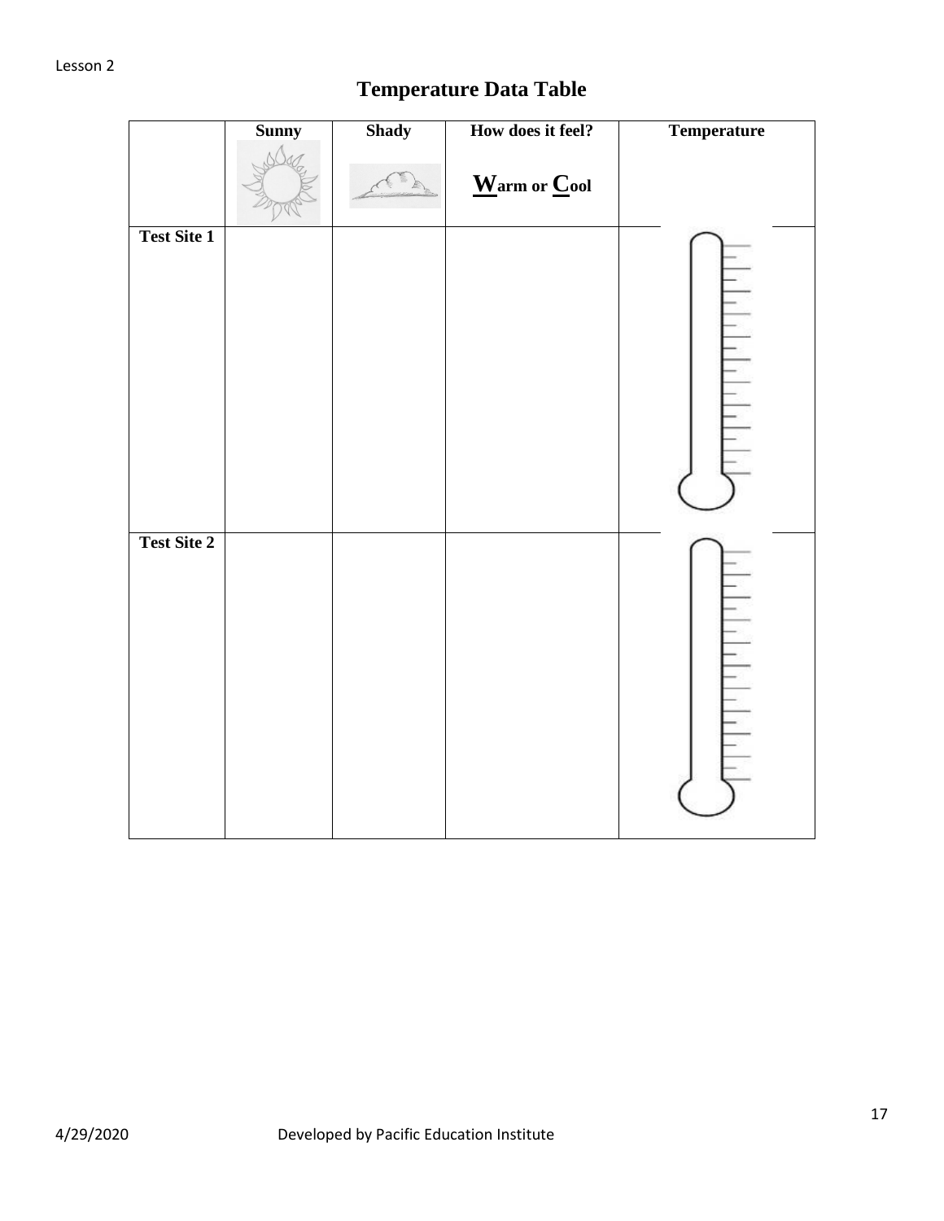# Temperature Data Table

| | Sunny | Shady | How does it feel?<br>**W**arm or **C**ool | Temperature |
|---|---|---|---|---|
| **Test Site 1** | | | | |
| **Test Site 2** | | | | |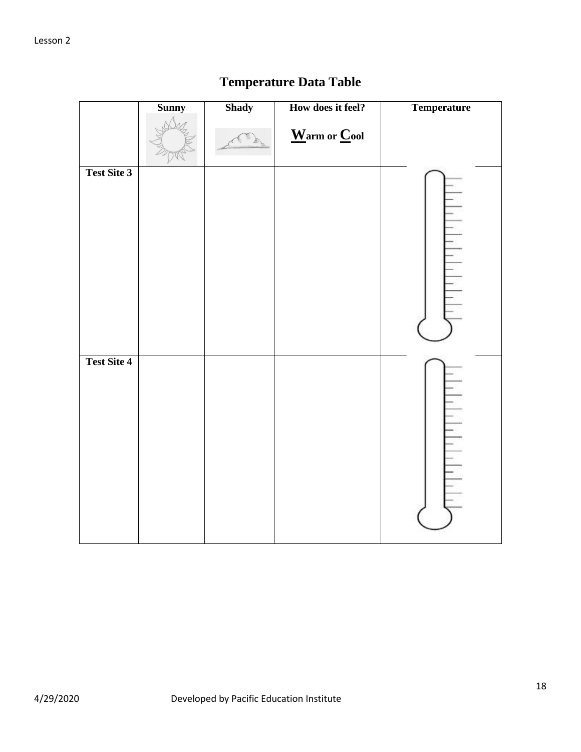# Temperature Data Table

| | Sunny | Shady | How does it feel? Warm or Cool | Temperature |
|---|---|---|---|---|
| **Test Site 3** | | | | |
| **Test Site 4** | | | | |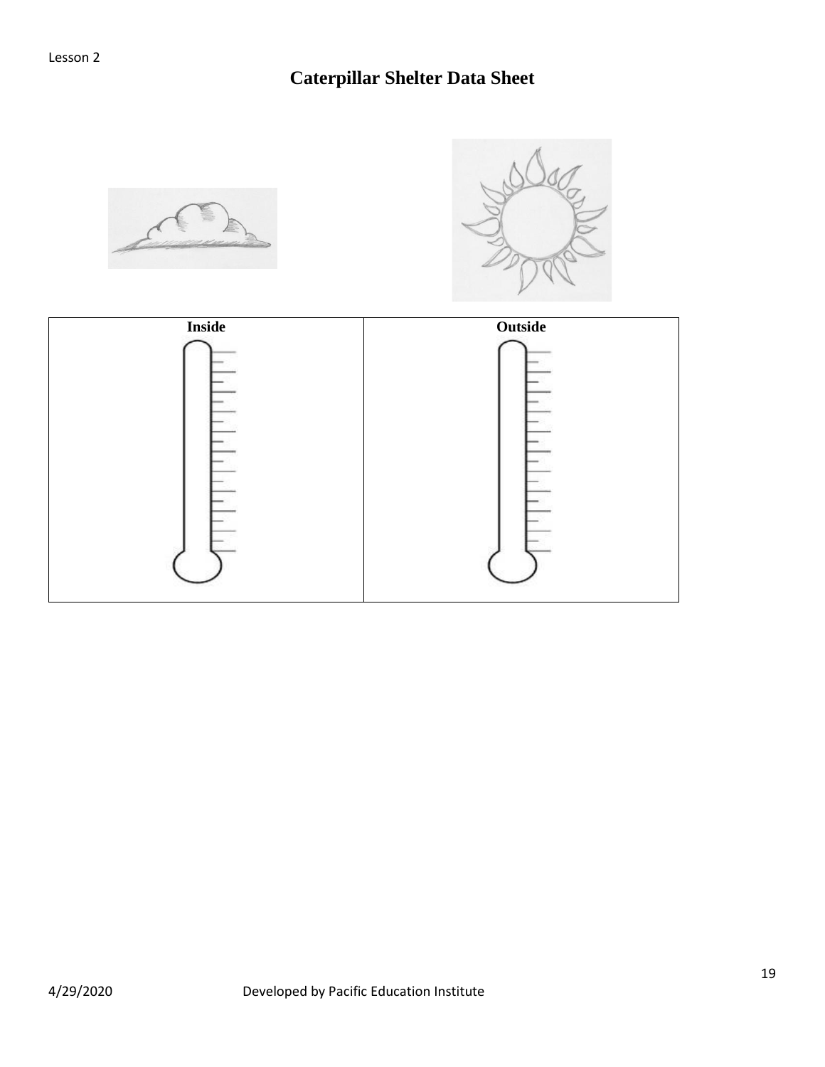Lesson 2

# Caterpillar Shelter Data Sheet

| Inside | Outside |
| --- | --- |
| | |

Developed by Pacific Education Institute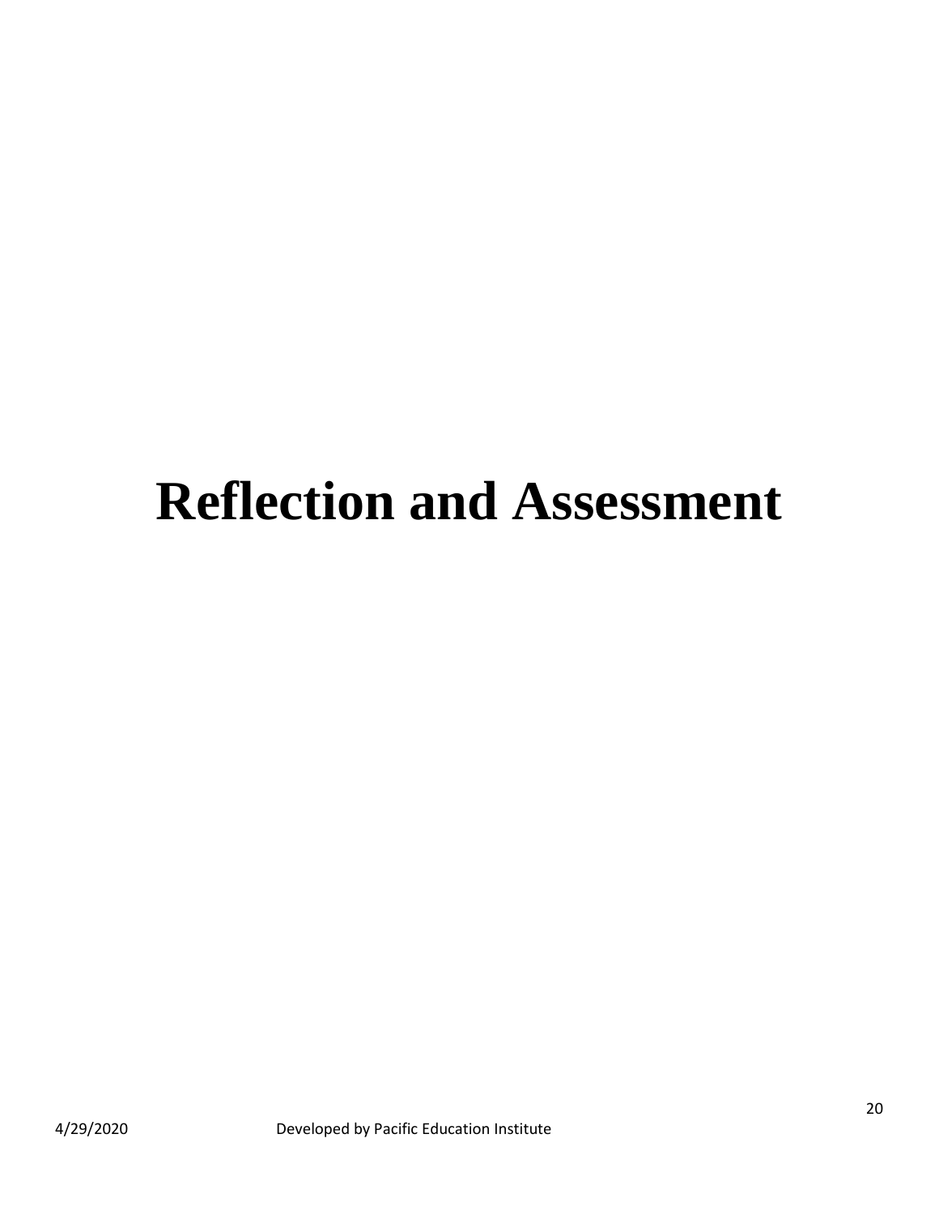# Reflection and Assessment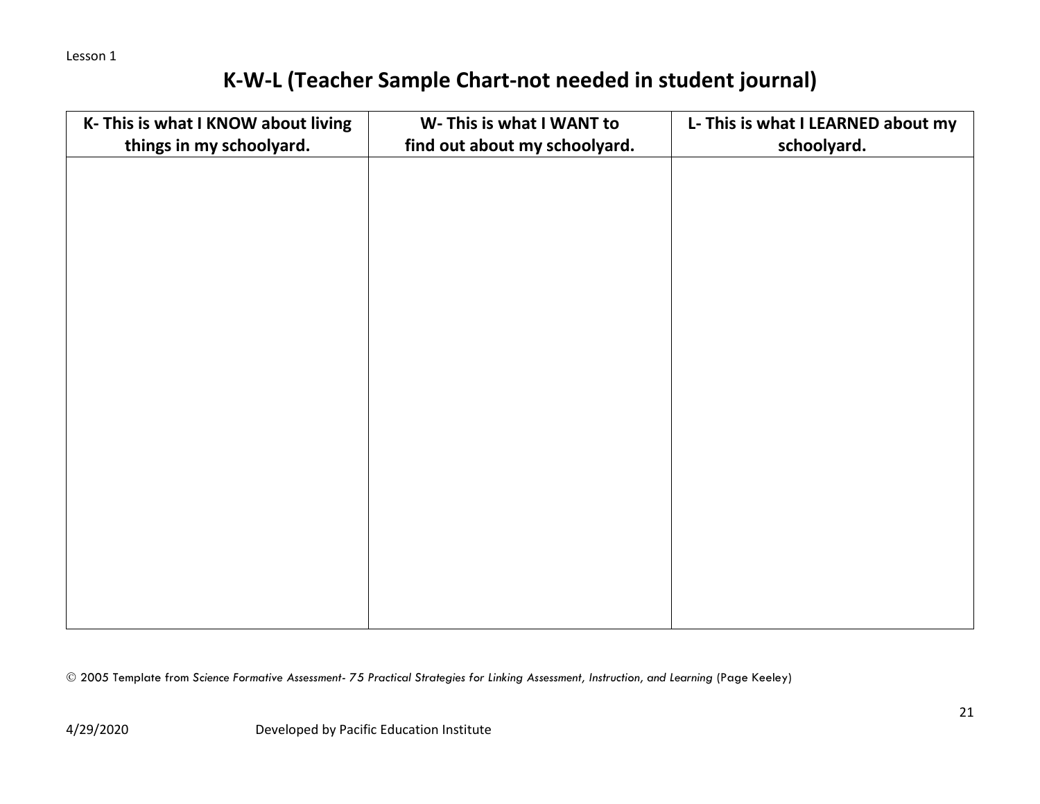Lesson 1

# K-W-L (Teacher Sample Chart-not needed in student journal)

| K- This is what I KNOW about living things in my schoolyard. | W- This is what I WANT to find out about my schoolyard. | L- This is what I LEARNED about my schoolyard. |
|---|---|---|
| | | |

© 2005 Template from *Science Formative Assessment- 75 Practical Strategies for Linking Assessment, Instruction, and Learning* (Page Keeley)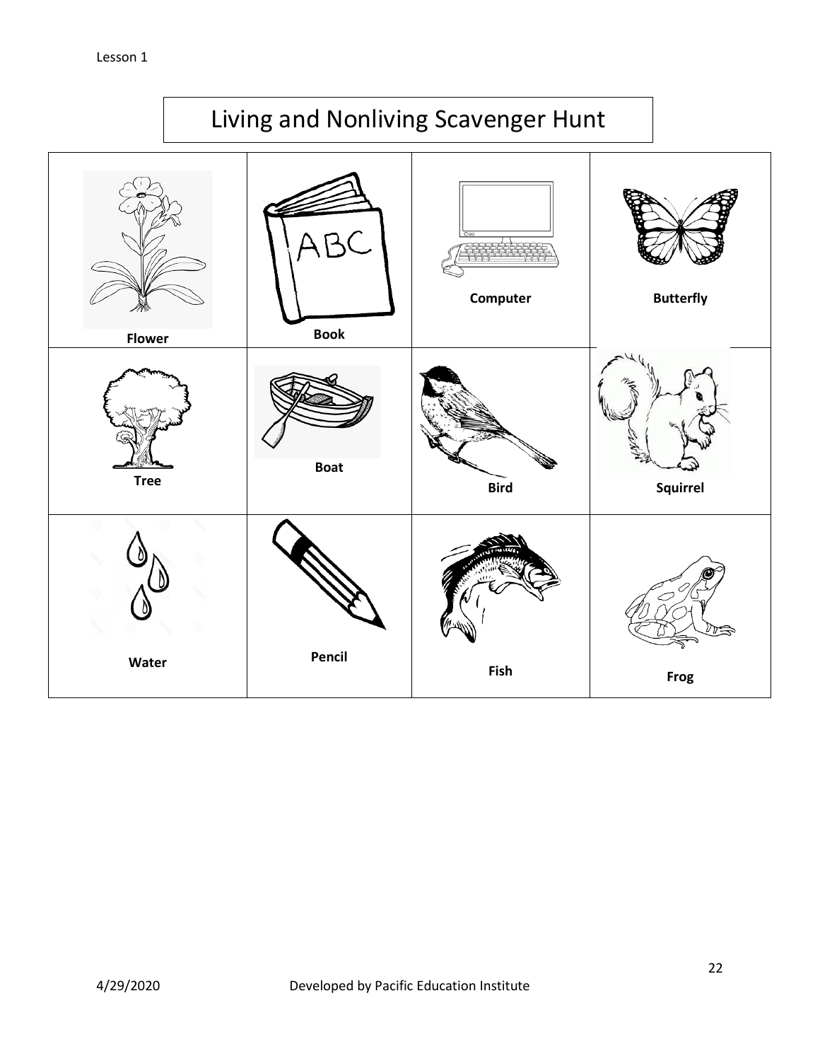# Living and Nonliving Scavenger Hunt

| | | | |
|---|---|---|---|
| Flower | Book | Computer | Butterfly |
| Tree | Boat | Bird | Squirrel |
| Water | Pencil | Fish | Frog |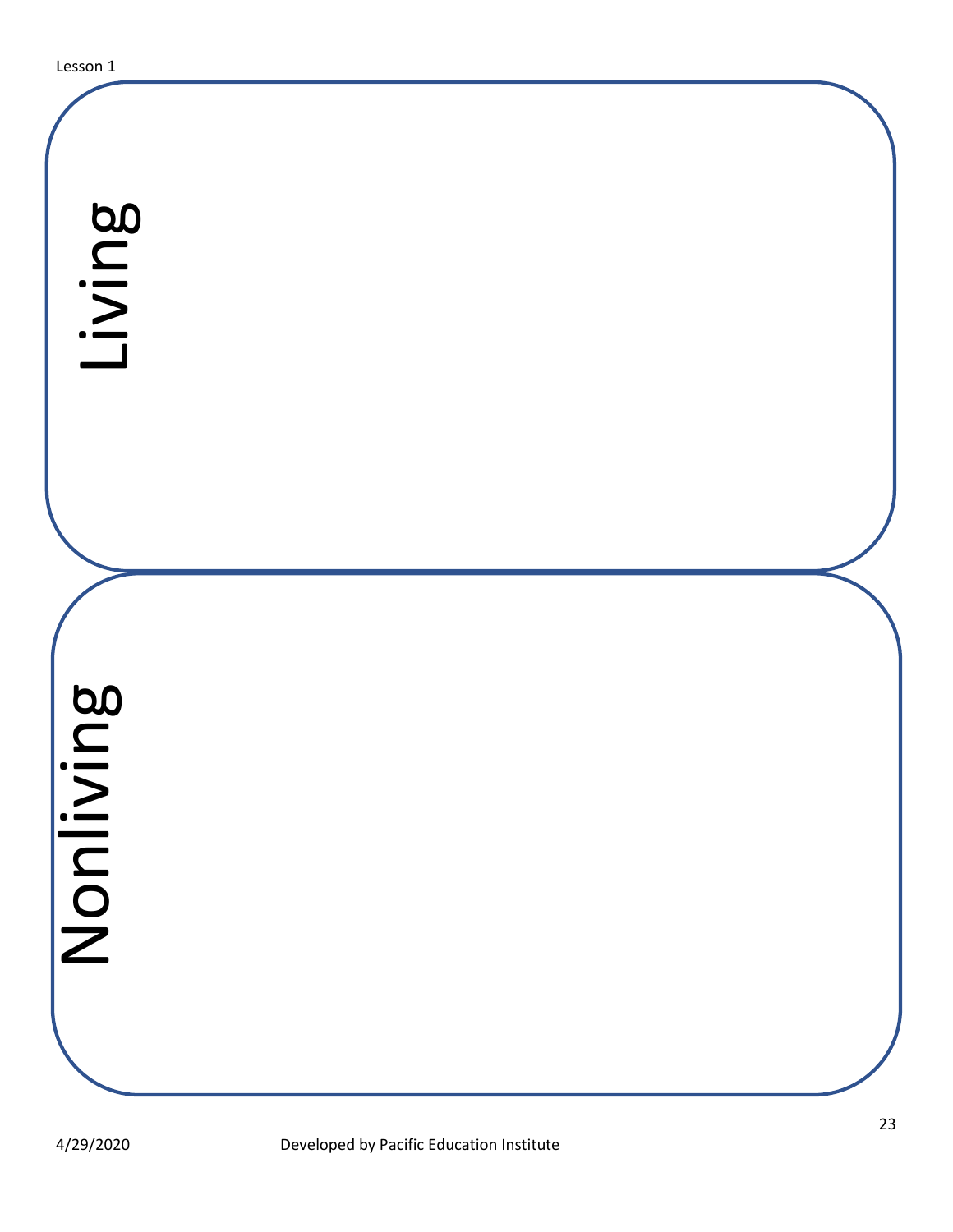Lesson 1

Living

Nonliving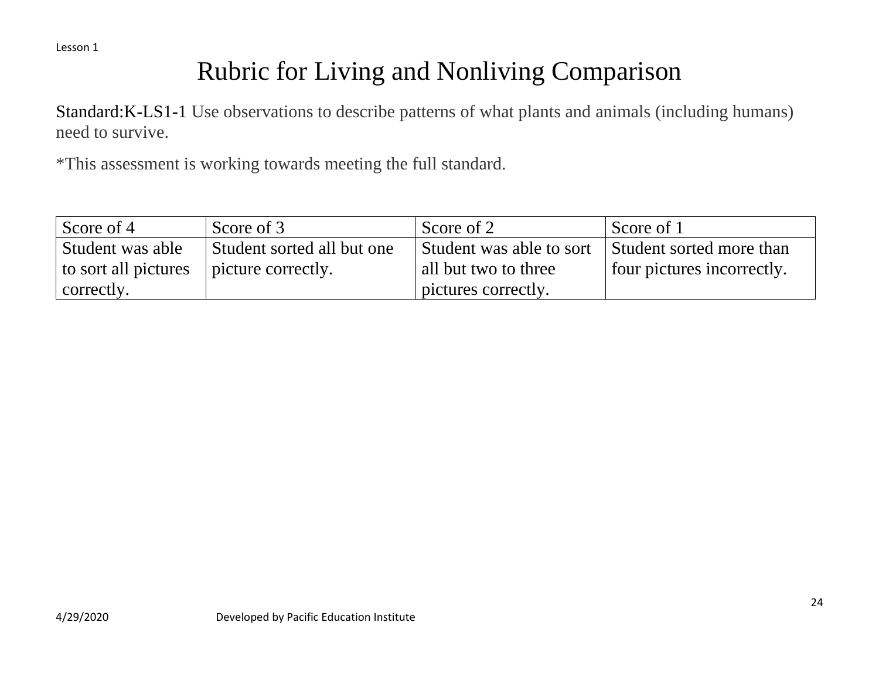Lesson 1

# Rubric for Living and Nonliving Comparison

Standard:K-LS1-1 Use observations to describe patterns of what plants and animals (including humans) need to survive.

*This assessment is working towards meeting the full standard.

| Score of 4 | Score of 3 | Score of 2 | Score of 1 |
|---|---|---|---|
| Student was able to sort all pictures correctly. | Student sorted all but one picture correctly. | Student was able to sort all but two to three pictures correctly. | Student sorted more than four pictures incorrectly. |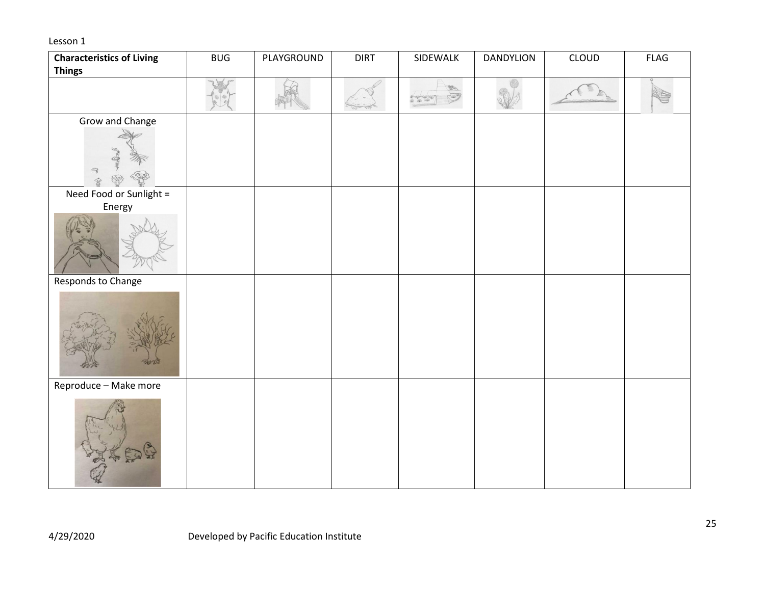Lesson 1

| **Characteristics of Living Things** | BUG | PLAYGROUND | DIRT | SIDEWALK | DANDYLION | CLOUD | FLAG |
| --- | --- | --- | --- | --- | --- | --- | --- |
| | | | | | | | |
| Grow and Change | | | | | | | |
| Need Food or Sunlight = Energy | | | | | | | |
| Responds to Change | | | | | | | |
| Reproduce – Make more | | | | | | | |

4/29/2020 Developed by Pacific Education Institute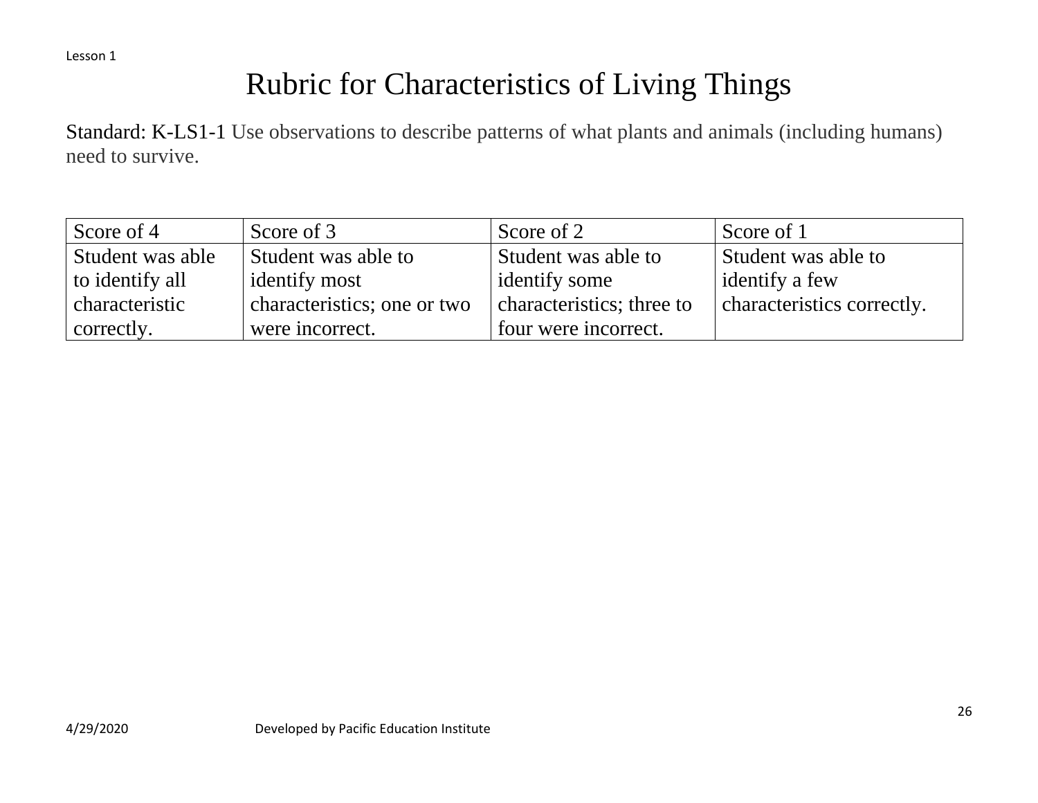Lesson 1

# Rubric for Characteristics of Living Things

Standard: K-LS1-1 Use observations to describe patterns of what plants and animals (including humans) need to survive.

| Score of 4 | Score of 3 | Score of 2 | Score of 1 |
|---|---|---|---|
| Student was able to identify all characteristic correctly. | Student was able to identify most characteristics; one or two were incorrect. | Student was able to identify some characteristics; three to four were incorrect. | Student was able to identify a few characteristics correctly. |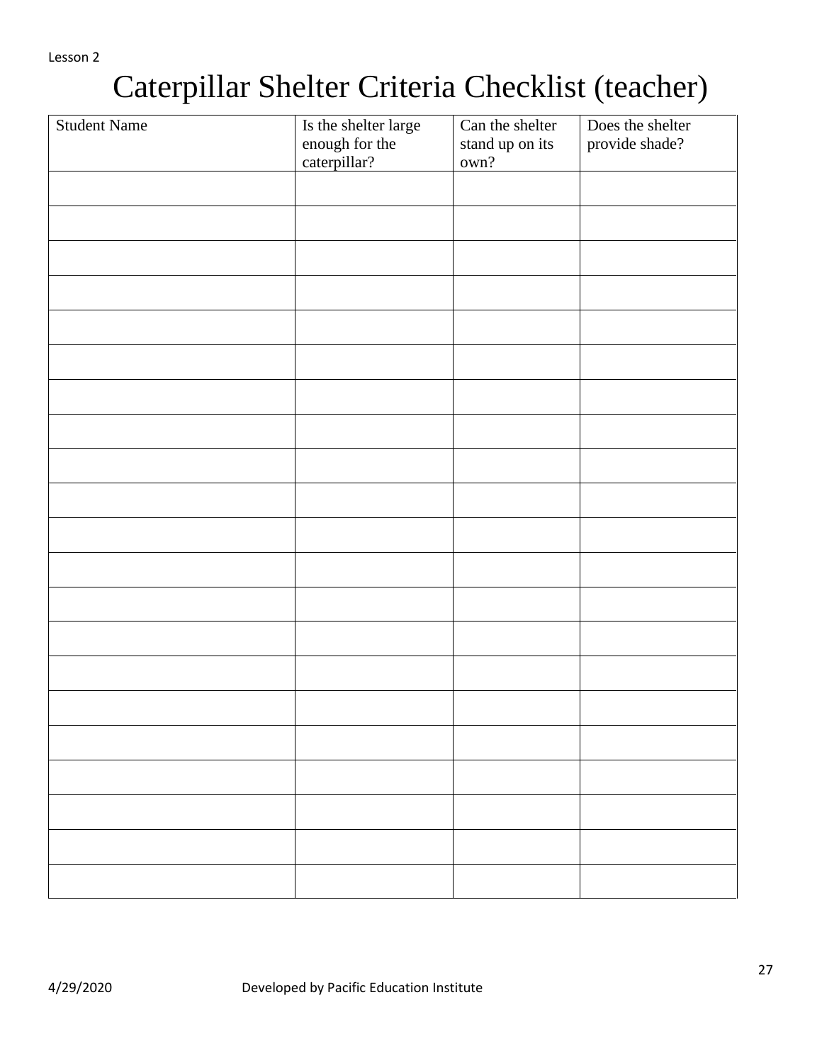Lesson 2

# Caterpillar Shelter Criteria Checklist (teacher)

| Student Name | Is the shelter large enough for the caterpillar? | Can the shelter stand up on its own? | Does the shelter provide shade? |
|---|---|---|---|
| | | | |
| | | | |
| | | | |
| | | | |
| | | | |
| | | | |
| | | | |
| | | | |
| | | | |
| | | | |
| | | | |
| | | | |
| | | | |
| | | | |
| | | | |
| | | | |
| | | | |
| | | | |
| | | | |
| | | | |
| | | | |